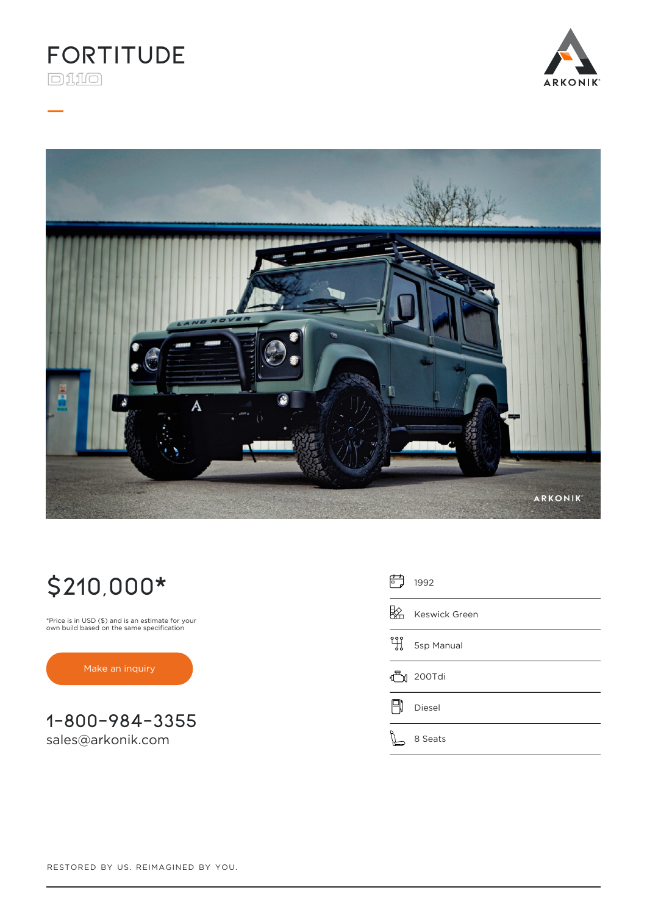# FORTITUDE

D110

ARKONIK

## $210,000*

*Price is in USD ($) and is an estimate for your own build based on the same specification

Make an inquiry

1-800-984-3355
sales@arkonik.com

- 1992
- Keswick Green
- 5sp Manual
- 200Tdi
- Diesel
- 8 Seats

RESTORED BY US. REIMAGINED BY YOU.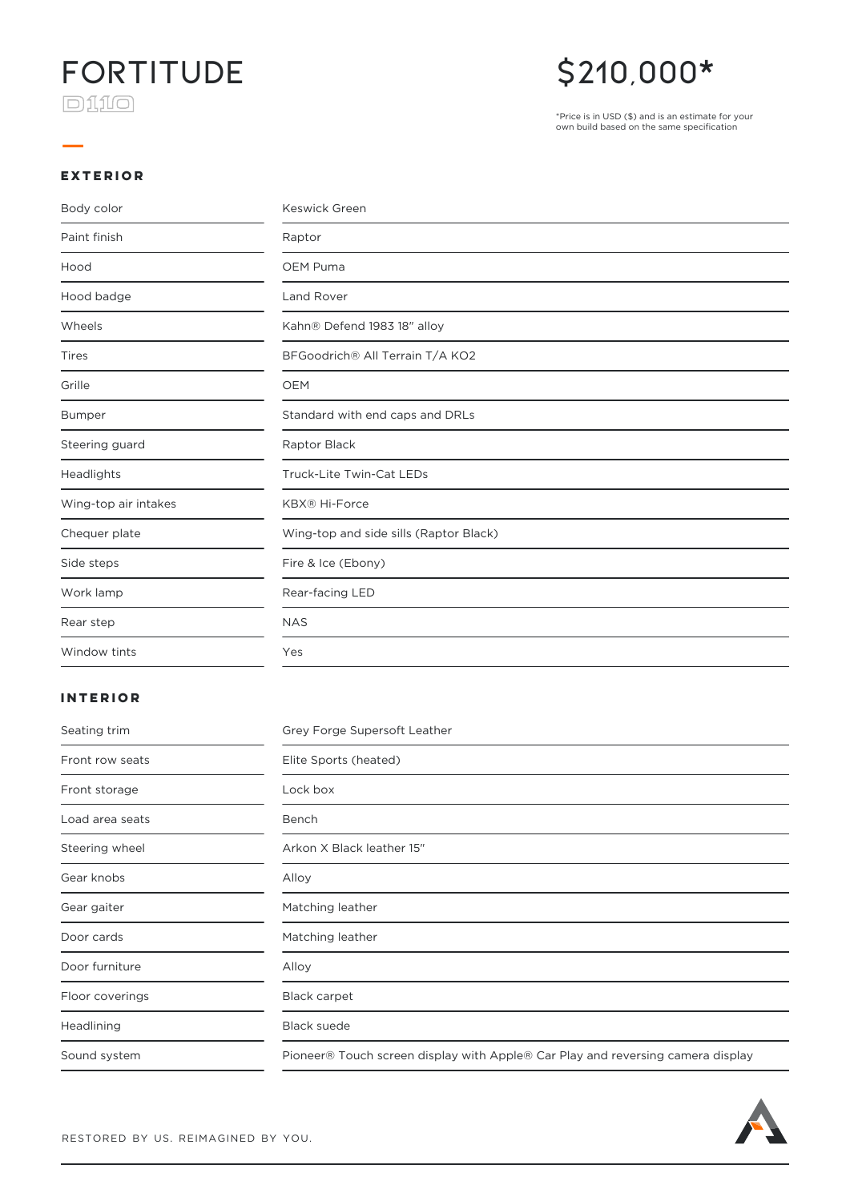# FORTITUDE

D110

## $210,000*

*Price is in USD ($) and is an estimate for your own build based on the same specification

### EXTERIOR

| | |
|---|---|
| Body color | Keswick Green |
| Paint finish | Raptor |
| Hood | OEM Puma |
| Hood badge | Land Rover |
| Wheels | Kahn® Defend 1983 18" alloy |
| Tires | BFGoodrich® All Terrain T/A KO2 |
| Grille | OEM |
| Bumper | Standard with end caps and DRLs |
| Steering guard | Raptor Black |
| Headlights | Truck-Lite Twin-Cat LEDs |
| Wing-top air intakes | KBX® Hi-Force |
| Chequer plate | Wing-top and side sills (Raptor Black) |
| Side steps | Fire & Ice (Ebony) |
| Work lamp | Rear-facing LED |
| Rear step | NAS |
| Window tints | Yes |

### INTERIOR

| | |
|---|---|
| Seating trim | Grey Forge Supersoft Leather |
| Front row seats | Elite Sports (heated) |
| Front storage | Lock box |
| Load area seats | Bench |
| Steering wheel | Arkon X Black leather 15" |
| Gear knobs | Alloy |
| Gear gaiter | Matching leather |
| Door cards | Matching leather |
| Door furniture | Alloy |
| Floor coverings | Black carpet |
| Headlining | Black suede |
| Sound system | Pioneer® Touch screen display with Apple® Car Play and reversing camera display |

RESTORED BY US. REIMAGINED BY YOU.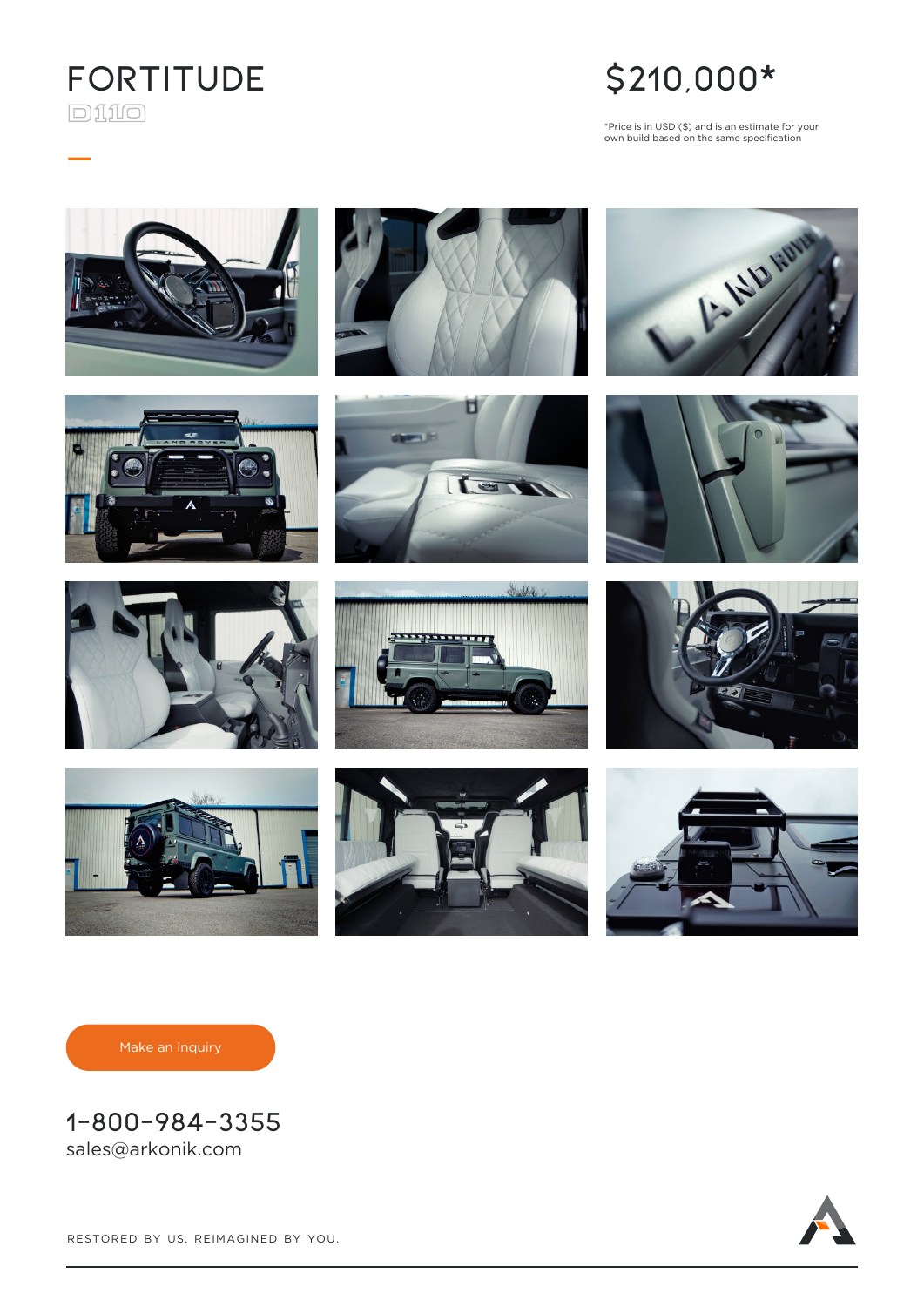# FORTITUDE

D110

## $210,000*

*Price is in USD ($) and is an estimate for your own build based on the same specification

Make an inquiry

1-800-984-3355

sales@arkonik.com

RESTORED BY US. REIMAGINED BY YOU.